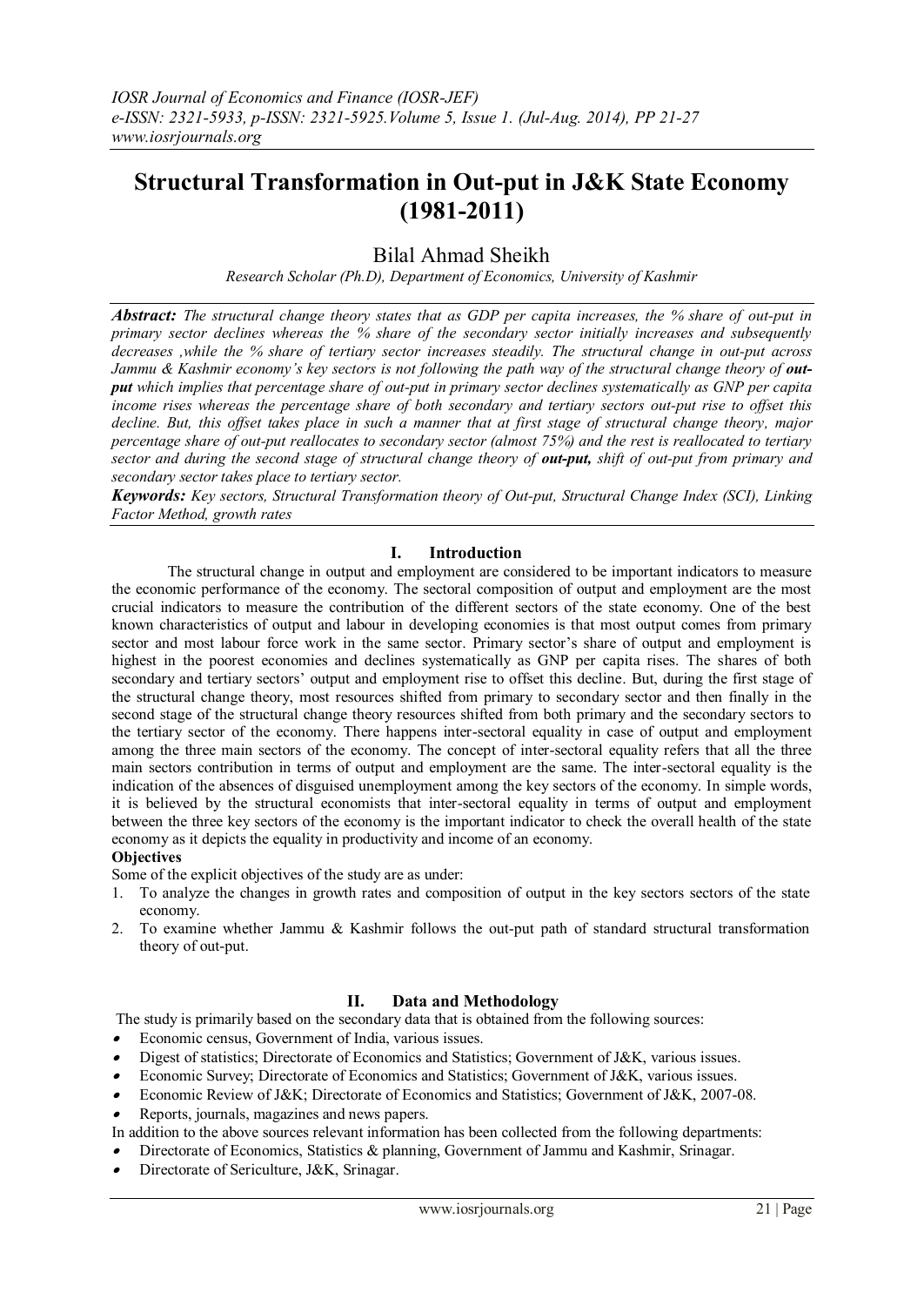# Structural Transformation in Out-put in J&K State Economy (1981-2011)

## Bilal Ahmad Sheikh

*Research Scholar (Ph.D), Department of Economics, University of Kashmir*

***Abstract:*** *The structural change theory states that as GDP per capita increases, the % share of out-put in primary sector declines whereas the % share of the secondary sector initially increases and subsequently decreases ,while the % share of tertiary sector increases steadily. The structural change in out-put across Jammu & Kashmir economy's key sectors is not following the path way of the structural change theory of* ***out-put*** *which implies that percentage share of out-put in primary sector declines systematically as GNP per capita income rises whereas the percentage share of both secondary and tertiary sectors out-put rise to offset this decline. But, this offset takes place in such a manner that at first stage of structural change theory, major percentage share of out-put reallocates to secondary sector (almost 75%) and the rest is reallocated to tertiary sector and during the second stage of structural change theory of* ***out-put,*** *shift of out-put from primary and secondary sector takes place to tertiary sector.*

***Keywords:*** *Key sectors, Structural Transformation theory of Out-put, Structural Change Index (SCI), Linking Factor Method, growth rates*

## I. Introduction

The structural change in output and employment are considered to be important indicators to measure the economic performance of the economy. The sectoral composition of output and employment are the most crucial indicators to measure the contribution of the different sectors of the state economy. One of the best known characteristics of output and labour in developing economies is that most output comes from primary sector and most labour force work in the same sector. Primary sector's share of output and employment is highest in the poorest economies and declines systematically as GNP per capita rises. The shares of both secondary and tertiary sectors' output and employment rise to offset this decline. But, during the first stage of the structural change theory, most resources shifted from primary to secondary sector and then finally in the second stage of the structural change theory resources shifted from both primary and the secondary sectors to the tertiary sector of the economy. There happens inter-sectoral equality in case of output and employment among the three main sectors of the economy. The concept of inter-sectoral equality refers that all the three main sectors contribution in terms of output and employment are the same. The inter-sectoral equality is the indication of the absences of disguised unemployment among the key sectors of the economy. In simple words, it is believed by the structural economists that inter-sectoral equality in terms of output and employment between the three key sectors of the economy is the important indicator to check the overall health of the state economy as it depicts the equality in productivity and income of an economy.

**Objectives**

Some of the explicit objectives of the study are as under:

1. To analyze the changes in growth rates and composition of output in the key sectors sectors of the state economy.
2. To examine whether Jammu & Kashmir follows the out-put path of standard structural transformation theory of out-put.

## II. Data and Methodology

The study is primarily based on the secondary data that is obtained from the following sources:

- Economic census, Government of India, various issues.
- Digest of statistics; Directorate of Economics and Statistics; Government of J&K, various issues.
- Economic Survey; Directorate of Economics and Statistics; Government of J&K, various issues.
- Economic Review of J&K; Directorate of Economics and Statistics; Government of J&K, 2007-08.
- Reports, journals, magazines and news papers.

In addition to the above sources relevant information has been collected from the following departments:

- Directorate of Economics, Statistics & planning, Government of Jammu and Kashmir, Srinagar.
- Directorate of Sericulture, J&K, Srinagar.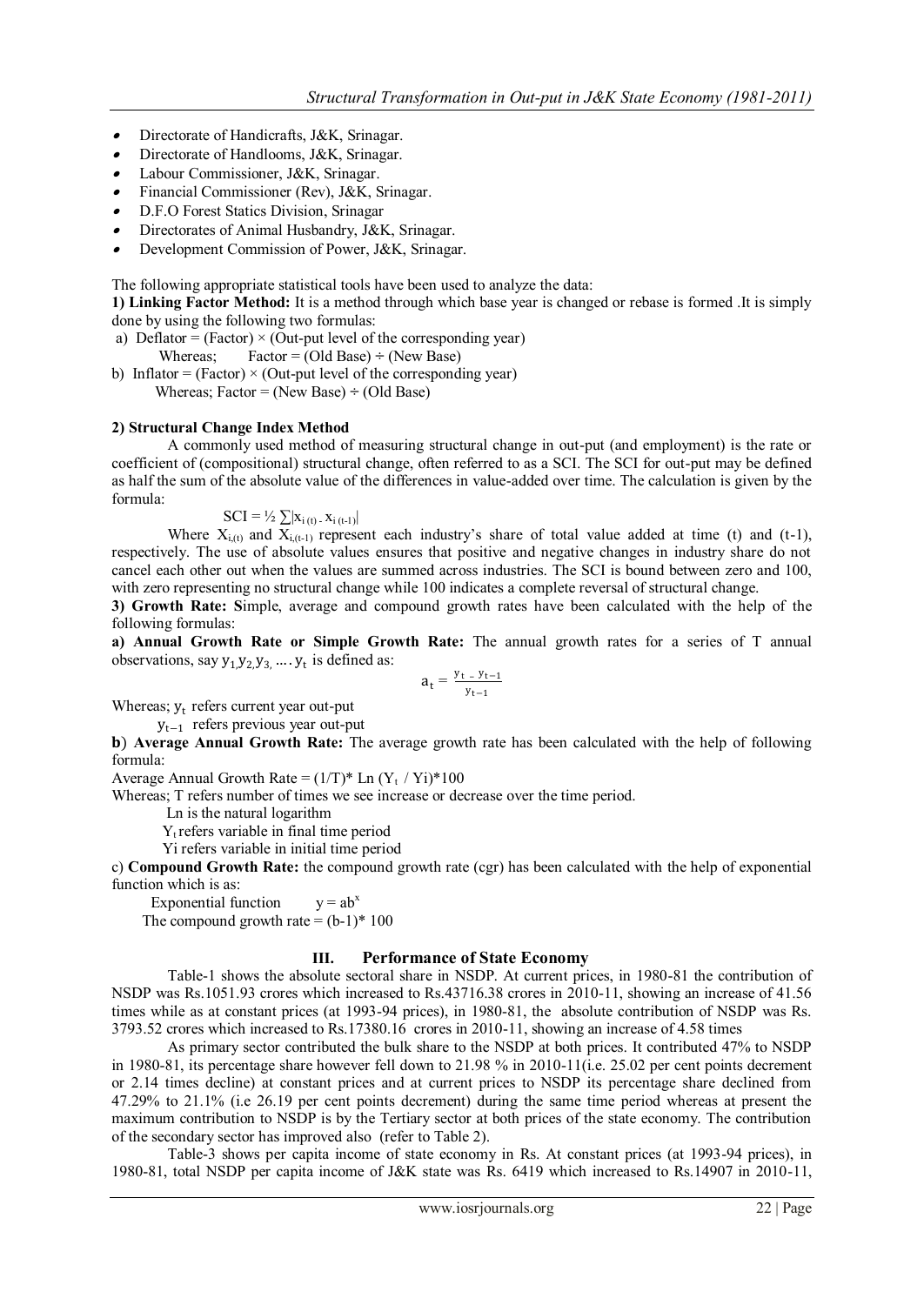- Directorate of Handicrafts, J&K, Srinagar.
- Directorate of Handlooms, J&K, Srinagar.
- Labour Commissioner, J&K, Srinagar.
- Financial Commissioner (Rev), J&K, Srinagar.
- D.F.O Forest Statics Division, Srinagar
- Directorates of Animal Husbandry, J&K, Srinagar.
- Development Commission of Power, J&K, Srinagar.

The following appropriate statistical tools have been used to analyze the data:

**1) Linking Factor Method:** It is a method through which base year is changed or rebase is formed .It is simply done by using the following two formulas:

a) Deflator = (Factor) × (Out-put level of the corresponding year)
  Whereas; Factor = (Old Base) ÷ (New Base)

b) Inflator = (Factor) × (Out-put level of the corresponding year)
  Whereas; Factor = (New Base) ÷ (Old Base)

**2) Structural Change Index Method**

A commonly used method of measuring structural change in out-put (and employment) is the rate or coefficient of (compositional) structural change, often referred to as a SCI. The SCI for out-put may be defined as half the sum of the absolute value of the differences in value-added over time. The calculation is given by the formula:

$$SCI = \frac{1}{2} \sum |x_{i(t)} - x_{i(t-1)}|$$

Where $X_{i,(t)}$ and $X_{i,(t-1)}$ represent each industry's share of total value added at time (t) and (t-1), respectively. The use of absolute values ensures that positive and negative changes in industry share do not cancel each other out when the values are summed across industries. The SCI is bound between zero and 100, with zero representing no structural change while 100 indicates a complete reversal of structural change.

**3) Growth Rate: S**imple, average and compound growth rates have been calculated with the help of the following formulas:

**a) Annual Growth Rate or Simple Growth Rate:** The annual growth rates for a series of T annual observations, say $y_1, y_2, y_3, \ldots y_t$ is defined as:

$$a_t = \frac{y_t - y_{t-1}}{y_{t-1}}$$

Whereas; $y_t$ refers current year out-put

$y_{t-1}$ refers previous year out-put

**b**) **Average Annual Growth Rate:** The average growth rate has been calculated with the help of following formula:

Average Annual Growth Rate = $(1/T) * \text{Ln}(Y_t / Yi) * 100$

Whereas; T refers number of times we see increase or decrease over the time period.

Ln is the natural logarithm

$Y_t$ refers variable in final time period

Yi refers variable in initial time period

c) **Compound Growth Rate:** the compound growth rate (cgr) has been calculated with the help of exponential function which is as:

Exponential function $y = ab^x$

The compound growth rate = $(b-1) * 100$

## III. Performance of State Economy

Table-1 shows the absolute sectoral share in NSDP. At current prices, in 1980-81 the contribution of NSDP was Rs.1051.93 crores which increased to Rs.43716.38 crores in 2010-11, showing an increase of 41.56 times while as at constant prices (at 1993-94 prices), in 1980-81, the absolute contribution of NSDP was Rs. 3793.52 crores which increased to Rs.17380.16 crores in 2010-11, showing an increase of 4.58 times

As primary sector contributed the bulk share to the NSDP at both prices. It contributed 47% to NSDP in 1980-81, its percentage share however fell down to 21.98 % in 2010-11(i.e. 25.02 per cent points decrement or 2.14 times decline) at constant prices and at current prices to NSDP its percentage share declined from 47.29% to 21.1% (i.e 26.19 per cent points decrement) during the same time period whereas at present the maximum contribution to NSDP is by the Tertiary sector at both prices of the state economy. The contribution of the secondary sector has improved also (refer to Table 2).

Table-3 shows per capita income of state economy in Rs. At constant prices (at 1993-94 prices), in 1980-81, total NSDP per capita income of J&K state was Rs. 6419 which increased to Rs.14907 in 2010-11,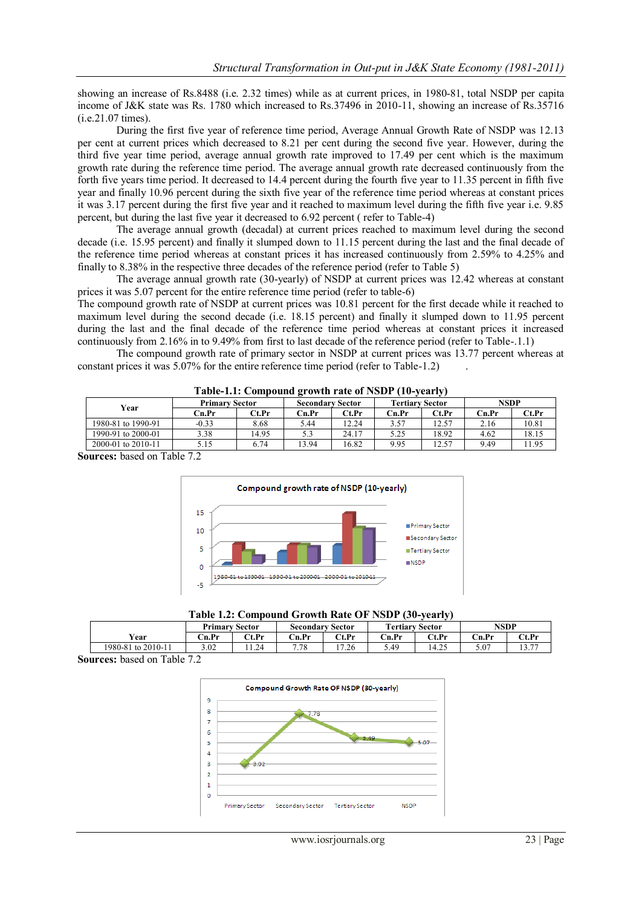showing an increase of Rs.8488 (i.e. 2.32 times) while as at current prices, in 1980-81, total NSDP per capita income of J&K state was Rs. 1780 which increased to Rs.37496 in 2010-11, showing an increase of Rs.35716 (i.e.21.07 times).

During the first five year of reference time period, Average Annual Growth Rate of NSDP was 12.13 per cent at current prices which decreased to 8.21 per cent during the second five year. However, during the third five year time period, average annual growth rate improved to 17.49 per cent which is the maximum growth rate during the reference time period. The average annual growth rate decreased continuously from the forth five years time period. It decreased to 14.4 percent during the fourth five year to 11.35 percent in fifth five year and finally 10.96 percent during the sixth five year of the reference time period whereas at constant prices it was 3.17 percent during the first five year and it reached to maximum level during the fifth five year i.e. 9.85 percent, but during the last five year it decreased to 6.92 percent ( refer to Table-4)

The average annual growth (decadal) at current prices reached to maximum level during the second decade (i.e. 15.95 percent) and finally it slumped down to 11.15 percent during the last and the final decade of the reference time period whereas at constant prices it has increased continuously from 2.59% to 4.25% and finally to 8.38% in the respective three decades of the reference period (refer to Table 5)

The average annual growth rate (30-yearly) of NSDP at current prices was 12.42 whereas at constant prices it was 5.07 percent for the entire reference time period (refer to table-6)

The compound growth rate of NSDP at current prices was 10.81 percent for the first decade while it reached to maximum level during the second decade (i.e. 18.15 percent) and finally it slumped down to 11.95 percent during the last and the final decade of the reference time period whereas at constant prices it increased continuously from 2.16% in to 9.49% from first to last decade of the reference period (refer to Table-.1.1)

The compound growth rate of primary sector in NSDP at current prices was 13.77 percent whereas at constant prices it was 5.07% for the entire reference time period (refer to Table-1.2)

**Table-1.1: Compound growth rate of NSDP (10-yearly)**

| Year | Primary Sector | | Secondary Sector | | Tertiary Sector | | NSDP | |
|---|---|---|---|---|---|---|---|---|
| | Cn.Pr | Ct.Pr | Cn.Pr | Ct.Pr | Cn.Pr | Ct.Pr | Cn.Pr | Ct.Pr |
| 1980-81 to 1990-91 | -0.33 | 8.68 | 5.44 | 12.24 | 3.57 | 12.57 | 2.16 | 10.81 |
| 1990-91 to 2000-01 | 3.38 | 14.95 | 5.3 | 24.17 | 5.25 | 18.92 | 4.62 | 18.15 |
| 2000-01 to 2010-11 | 5.15 | 6.74 | 13.94 | 16.82 | 9.95 | 12.57 | 9.49 | 11.95 |

**Sources:** based on Table 7.2

**Table 1.2: Compound Growth Rate OF NSDP (30-yearly)**

| Year | Primary Sector | | Secondary Sector | | Tertiary Sector | | NSDP | |
|---|---|---|---|---|---|---|---|---|
| | Cn.Pr | Ct.Pr | Cn.Pr | Ct.Pr | Cn.Pr | Ct.Pr | Cn.Pr | Ct.Pr |
| 1980-81 to 2010-11 | 3.02 | 11.24 | 7.78 | 17.26 | 5.49 | 14.25 | 5.07 | 13.77 |

**Sources:** based on Table 7.2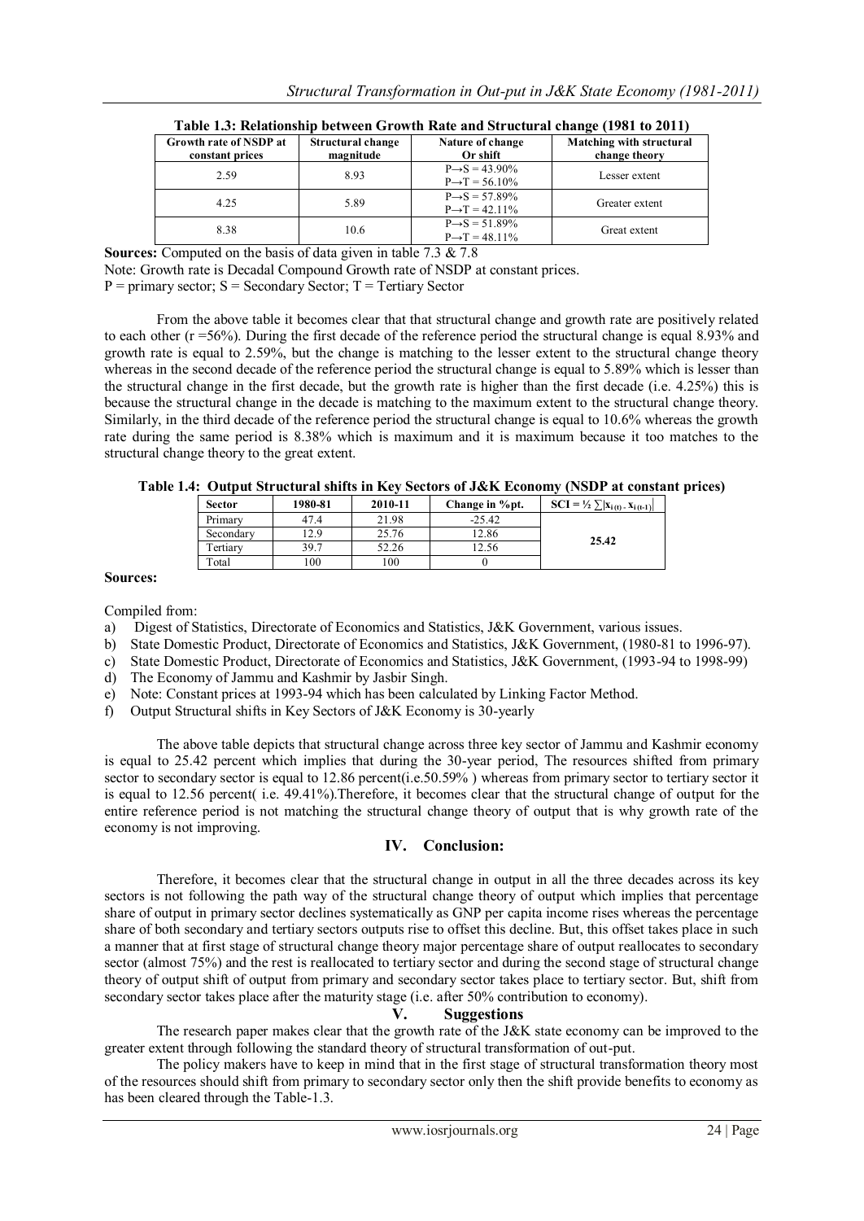**Table 1.3: Relationship between Growth Rate and Structural change (1981 to 2011)**

| Growth rate of NSDP at constant prices | Structural change magnitude | Nature of change Or shift | Matching with structural change theory |
|---|---|---|---|
| 2.59 | 8.93 | P→S = 43.90% P→T = 56.10% | Lesser extent |
| 4.25 | 5.89 | P→S = 57.89% P→T = 42.11% | Greater extent |
| 8.38 | 10.6 | P→S = 51.89% P→T = 48.11% | Great extent |

**Sources:** Computed on the basis of data given in table 7.3 & 7.8

Note: Growth rate is Decadal Compound Growth rate of NSDP at constant prices.

P = primary sector; S = Secondary Sector; T = Tertiary Sector

From the above table it becomes clear that that structural change and growth rate are positively related to each other (r =56%). During the first decade of the reference period the structural change is equal 8.93% and growth rate is equal to 2.59%, but the change is matching to the lesser extent to the structural change theory whereas in the second decade of the reference period the structural change is equal to 5.89% which is lesser than the structural change in the first decade, but the growth rate is higher than the first decade (i.e. 4.25%) this is because the structural change in the decade is matching to the maximum extent to the structural change theory. Similarly, in the third decade of the reference period the structural change is equal to 10.6% whereas the growth rate during the same period is 8.38% which is maximum and it is maximum because it too matches to the structural change theory to the great extent.

**Table 1.4: Output Structural shifts in Key Sectors of J&K Economy (NSDP at constant prices)**

| Sector | 1980-81 | 2010-11 | Change in %pt. | $SCI = \frac{1}{2} \sum \lvert x_{i(t)} - x_{i(t-1)} \rvert$ |
|---|---|---|---|---|
| Primary | 47.4 | 21.98 | -25.42 | |
| Secondary | 12.9 | 25.76 | 12.86 | 25.42 |
| Tertiary | 39.7 | 52.26 | 12.56 | |
| Total | 100 | 100 | 0 | |

**Sources:**

Compiled from:

a) Digest of Statistics, Directorate of Economics and Statistics, J&K Government, various issues.
b) State Domestic Product, Directorate of Economics and Statistics, J&K Government, (1980-81 to 1996-97).
c) State Domestic Product, Directorate of Economics and Statistics, J&K Government, (1993-94 to 1998-99)
d) The Economy of Jammu and Kashmir by Jasbir Singh.
e) Note: Constant prices at 1993-94 which has been calculated by Linking Factor Method.
f) Output Structural shifts in Key Sectors of J&K Economy is 30-yearly

The above table depicts that structural change across three key sector of Jammu and Kashmir economy is equal to 25.42 percent which implies that during the 30-year period, The resources shifted from primary sector to secondary sector is equal to 12.86 percent(i.e.50.59% ) whereas from primary sector to tertiary sector it is equal to 12.56 percent( i.e. 49.41%).Therefore, it becomes clear that the structural change of output for the entire reference period is not matching the structural change theory of output that is why growth rate of the economy is not improving.

## IV. Conclusion:

Therefore, it becomes clear that the structural change in output in all the three decades across its key sectors is not following the path way of the structural change theory of output which implies that percentage share of output in primary sector declines systematically as GNP per capita income rises whereas the percentage share of both secondary and tertiary sectors outputs rise to offset this decline. But, this offset takes place in such a manner that at first stage of structural change theory major percentage share of output reallocates to secondary sector (almost 75%) and the rest is reallocated to tertiary sector and during the second stage of structural change theory of output shift of output from primary and secondary sector takes place to tertiary sector. But, shift from secondary sector takes place after the maturity stage (i.e. after 50% contribution to economy).

## V. Suggestions

The research paper makes clear that the growth rate of the J&K state economy can be improved to the greater extent through following the standard theory of structural transformation of out-put.

The policy makers have to keep in mind that in the first stage of structural transformation theory most of the resources should shift from primary to secondary sector only then the shift provide benefits to economy as has been cleared through the Table-1.3.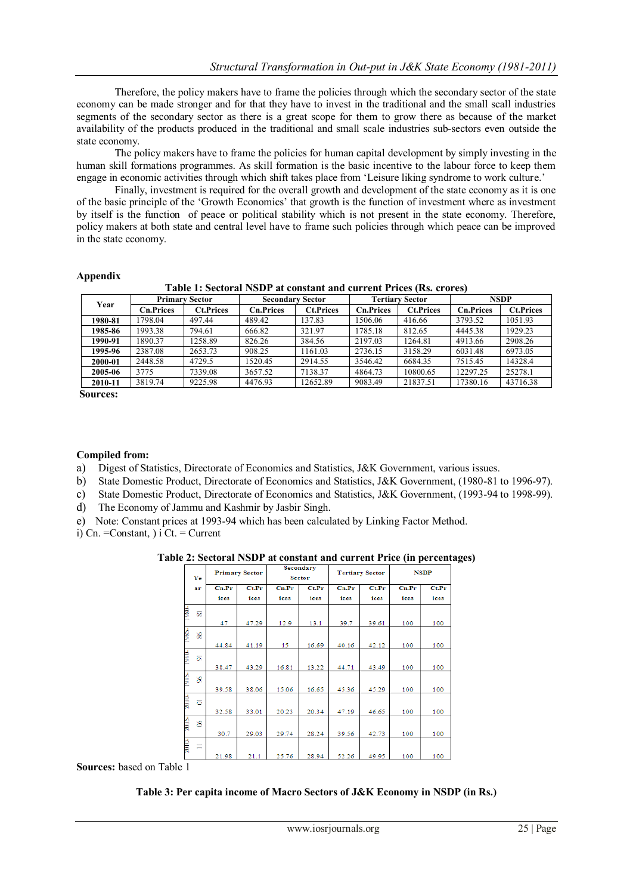Therefore, the policy makers have to frame the policies through which the secondary sector of the state economy can be made stronger and for that they have to invest in the traditional and the small scall industries segments of the secondary sector as there is a great scope for them to grow there as because of the market availability of the products produced in the traditional and small scale industries sub-sectors even outside the state economy.

The policy makers have to frame the policies for human capital development by simply investing in the human skill formations programmes. As skill formation is the basic incentive to the labour force to keep them engage in economic activities through which shift takes place from 'Leisure liking syndrome to work culture.'

Finally, investment is required for the overall growth and development of the state economy as it is one of the basic principle of the 'Growth Economics' that growth is the function of investment where as investment by itself is the function of peace or political stability which is not present in the state economy. Therefore, policy makers at both state and central level have to frame such policies through which peace can be improved in the state economy.

## Appendix

**Table 1: Sectoral NSDP at constant and current Prices (Rs. crores)**

| Year | Primary Sector | | Secondary Sector | | Tertiary Sector | | NSDP | |
|---|---|---|---|---|---|---|---|---|
| | Cn.Prices | Ct.Prices | Cn.Prices | Ct.Prices | Cn.Prices | Ct.Prices | Cn.Prices | Ct.Prices |
| **1980-81** | 1798.04 | 497.44 | 489.42 | 137.83 | 1506.06 | 416.66 | 3793.52 | 1051.93 |
| **1985-86** | 1993.38 | 794.61 | 666.82 | 321.97 | 1785.18 | 812.65 | 4445.38 | 1929.23 |
| **1990-91** | 1890.37 | 1258.89 | 826.26 | 384.56 | 2197.03 | 1264.81 | 4913.66 | 2908.26 |
| **1995-96** | 2387.08 | 2653.73 | 908.25 | 1161.03 | 2736.15 | 3158.29 | 6031.48 | 6973.05 |
| **2000-01** | 2448.58 | 4729.5 | 1520.45 | 2914.55 | 3546.42 | 6684.35 | 7515.45 | 14328.4 |
| **2005-06** | 3775 | 7339.08 | 3657.52 | 7138.37 | 4864.73 | 10800.65 | 12297.25 | 25278.1 |
| **2010-11** | 3819.74 | 9225.98 | 4476.93 | 12652.89 | 9083.49 | 21837.51 | 17380.16 | 43716.38 |

**Sources:**

**Compiled from:**

a) Digest of Statistics, Directorate of Economics and Statistics, J&K Government, various issues.
b) State Domestic Product, Directorate of Economics and Statistics, J&K Government, (1980-81 to 1996-97).
c) State Domestic Product, Directorate of Economics and Statistics, J&K Government, (1993-94 to 1998-99).
d) The Economy of Jammu and Kashmir by Jasbir Singh.
e) Note: Constant prices at 1993-94 which has been calculated by Linking Factor Method.

i) Cn. =Constant, ) i Ct. = Current

**Table 2: Sectoral NSDP at constant and current Price (in percentages)**

| Year | Primary Sector | | Secondary Sector | | Tertiary Sector | | NSDP | |
|---|---|---|---|---|---|---|---|---|
| | Cn.Prices | Ct.Prices | Cn.Prices | Ct.Prices | Cn.Prices | Ct.Prices | Cn.Prices | Ct.Prices |
| 1980-81 | 47 | 47.29 | 12.9 | 13.1 | 39.7 | 39.61 | 100 | 100 |
| 1985-86 | 44.84 | 41.19 | 15 | 16.69 | 40.16 | 42.12 | 100 | 100 |
| 1990-91 | 38.47 | 43.29 | 16.81 | 13.22 | 44.71 | 43.49 | 100 | 100 |
| 1995-96 | 39.58 | 38.06 | 15.06 | 16.65 | 45.36 | 45.29 | 100 | 100 |
| 2000-01 | 32.58 | 33.01 | 20.23 | 20.34 | 47.19 | 46.65 | 100 | 100 |
| 2005-06 | 30.7 | 29.03 | 29.74 | 28.24 | 39.56 | 42.73 | 100 | 100 |
| 2010-11 | 21.98 | 21.1 | 25.76 | 28.94 | 52.26 | 49.95 | 100 | 100 |

**Sources:** based on Table 1

**Table 3: Per capita income of Macro Sectors of J&K Economy in NSDP (in Rs.)**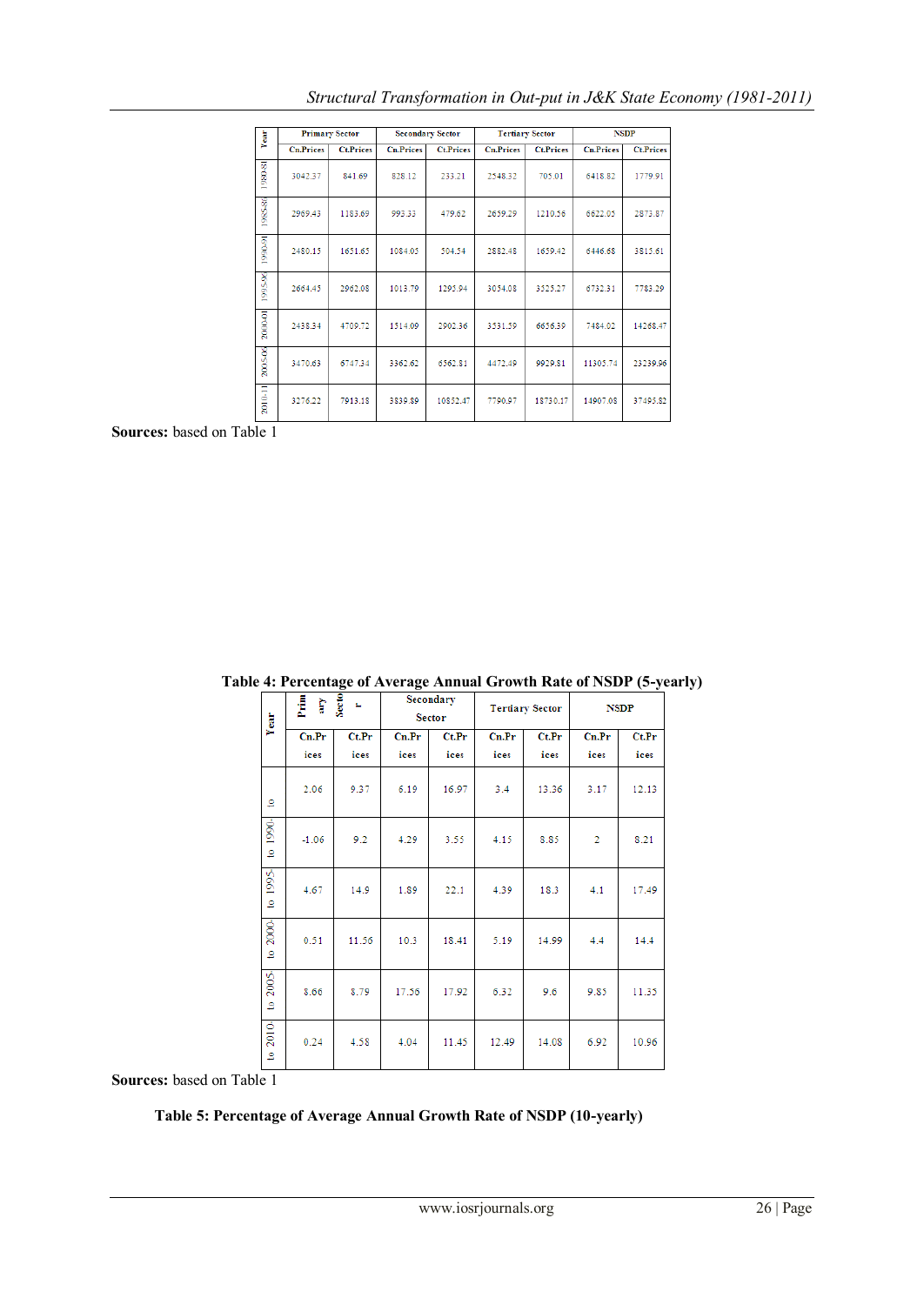| Year | Primary Sector | | Secondary Sector | | Tertiary Sector | | NSDP | |
|---|---|---|---|---|---|---|---|---|
| | Cn.Prices | Ct.Prices | Cn.Prices | Ct.Prices | Cn.Prices | Ct.Prices | Cn.Prices | Ct.Prices |
| 1980-81 | 3042.37 | 841.69 | 828.12 | 233.21 | 2548.32 | 705.01 | 6418.82 | 1779.91 |
| 1985-86 | 2969.43 | 1183.69 | 993.33 | 479.62 | 2659.29 | 1210.56 | 6622.05 | 2873.87 |
| 1990-91 | 2480.15 | 1651.65 | 1084.05 | 504.54 | 2882.48 | 1659.42 | 6446.68 | 3815.61 |
| 1995-96 | 2664.45 | 2962.08 | 1013.79 | 1295.94 | 3054.08 | 3525.27 | 6732.31 | 7783.29 |
| 2000-01 | 2438.34 | 4709.72 | 1514.09 | 2902.36 | 3531.59 | 6656.39 | 7484.02 | 14268.47 |
| 2005-06 | 3470.63 | 6747.34 | 3362.62 | 6562.81 | 4472.49 | 9929.81 | 11305.74 | 23239.96 |
| 2010-11 | 3276.22 | 7913.18 | 3839.89 | 10852.47 | 7790.97 | 18730.17 | 14907.08 | 37495.82 |

**Sources:** based on Table 1

**Table 4: Percentage of Average Annual Growth Rate of NSDP (5-yearly)**

| Year | Primary Sector | | Secondary Sector | | Tertiary Sector | | NSDP | |
|---|---|---|---|---|---|---|---|---|
| | Cn.Prices | Ct.Prices | Cn.Prices | Ct.Prices | Cn.Prices | Ct.Prices | Cn.Prices | Ct.Prices |
| to | 2.06 | 9.37 | 6.19 | 16.97 | 3.4 | 13.36 | 3.17 | 12.13 |
| 1990- to | -1.06 | 9.2 | 4.29 | 3.55 | 4.15 | 8.85 | 2 | 8.21 |
| 1995- to | 4.67 | 14.9 | 1.89 | 22.1 | 4.39 | 18.3 | 4.1 | 17.49 |
| 2000- to | 0.51 | 11.56 | 10.3 | 18.41 | 5.19 | 14.99 | 4.4 | 14.4 |
| 2005- to | 8.66 | 8.79 | 17.56 | 17.92 | 6.32 | 9.6 | 9.85 | 11.35 |
| 2010- to | 0.24 | 4.58 | 4.04 | 11.45 | 12.49 | 14.08 | 6.92 | 10.96 |

**Sources:** based on Table 1

**Table 5: Percentage of Average Annual Growth Rate of NSDP (10-yearly)**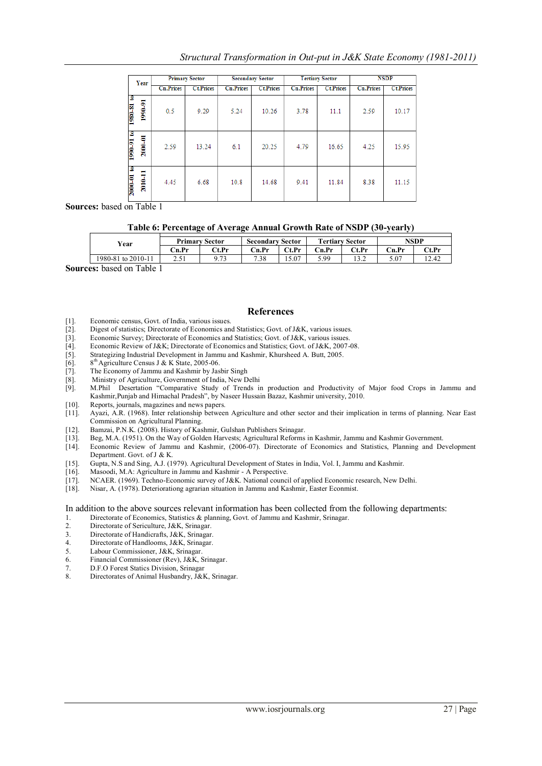| Year | Primary Sector | | Secondary Sector | | Tertiary Sector | | NSDP | |
|---|---|---|---|---|---|---|---|---|
| | Cn.Prices | Ct.Prices | Cn.Prices | Ct.Prices | Cn.Prices | Ct.Prices | Cn.Prices | Ct.Prices |
| 1980-81 to 1990-91 | 0.5 | 9.29 | 5.24 | 10.26 | 3.78 | 11.1 | 2.59 | 10.17 |
| 1990-91 to 2000-01 | 2.59 | 13.24 | 6.1 | 20.25 | 4.79 | 16.65 | 4.25 | 15.95 |
| 2000-01 to 2010-11 | 4.45 | 6.68 | 10.8 | 14.68 | 9.41 | 11.84 | 8.38 | 11.15 |

**Sources:** based on Table 1

**Table 6: Percentage of Average Annual Growth Rate of NSDP (30-yearly)**

| Year | Primary Sector | | Secondary Sector | | Tertiary Sector | | NSDP | |
|---|---|---|---|---|---|---|---|---|
| | Cn.Pr | Ct.Pr | Cn.Pr | Ct.Pr | Cn.Pr | Ct.Pr | Cn.Pr | Ct.Pr |
| 1980-81 to 2010-11 | 2.51 | 9.73 | 7.38 | 15.07 | 5.99 | 13.2 | 5.07 | 12.42 |

**Sources:** based on Table 1

## References

[1]. Economic census, Govt. of India, various issues.
[2]. Digest of statistics; Directorate of Economics and Statistics; Govt. of J&K, various issues.
[3]. Economic Survey; Directorate of Economics and Statistics; Govt. of J&K, various issues.
[4]. Economic Review of J&K; Directorate of Economics and Statistics; Govt. of J&K, 2007-08.
[5]. Strategizing Industrial Development in Jammu and Kashmir, Khursheed A. Butt, 2005.
[6]. 8th Agriculture Census J & K State, 2005-06.
[7]. The Economy of Jammu and Kashmir by Jasbir Singh
[8]. Ministry of Agriculture, Government of India, New Delhi
[9]. M.Phil Desertation "Comparative Study of Trends in production and Productivity of Major food Crops in Jammu and Kashmir,Punjab and Himachal Pradesh", by Naseer Hussain Bazaz, Kashmir university, 2010.
[10]. Reports, journals, magazines and news papers.
[11]. Ayazi, A.R. (1968). Inter relationship between Agriculture and other sector and their implication in terms of planning. Near East Commission on Agricultural Planning.
[12]. Bamzai, P.N.K. (2008). History of Kashmir, Gulshan Publishers Srinagar.
[13]. Beg, M.A. (1951). On the Way of Golden Harvests; Agricultural Reforms in Kashmir, Jammu and Kashmir Government.
[14]. Economic Review of Jammu and Kashmir, (2006-07). Directorate of Economics and Statistics, Planning and Development Department. Govt. of J & K.
[15]. Gupta, N.S and Sing, A.J. (1979). Agricultural Development of States in India, Vol. I, Jammu and Kashmir.
[16]. Masoodi, M.A: Agriculture in Jammu and Kashmir - A Perspective.
[17]. NCAER. (1969). Techno-Economic survey of J&K. National council of applied Economic research, New Delhi.
[18]. Nisar, A. (1978). Deterioationg agrarian situation in Jammu and Kashmir, Easter Econmist.

In addition to the above sources relevant information has been collected from the following departments:

1. Directorate of Economics, Statistics & planning, Govt. of Jammu and Kashmir, Srinagar.
2. Directorate of Sericulture, J&K, Srinagar.
3. Directorate of Handicrafts, J&K, Srinagar.
4. Directorate of Handlooms, J&K, Srinagar.
5. Labour Commissioner, J&K, Srinagar.
6. Financial Commissioner (Rev), J&K, Srinagar.
7. D.F.O Forest Statics Division, Srinagar
8. Directorates of Animal Husbandry, J&K, Srinagar.